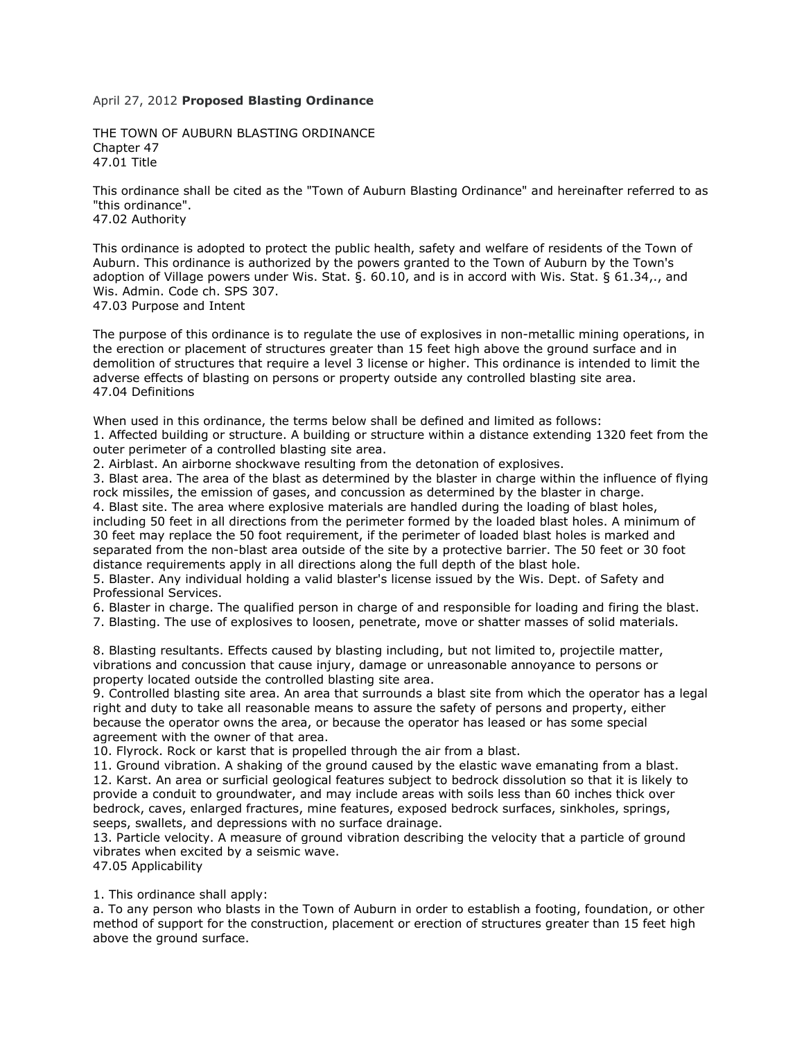April 27, 2012 **Proposed Blasting Ordinance**

THE TOWN OF AUBURN BLASTING ORDINANCE
Chapter 47
47.01 Title

This ordinance shall be cited as the "Town of Auburn Blasting Ordinance" and hereinafter referred to as "this ordinance".
47.02 Authority

This ordinance is adopted to protect the public health, safety and welfare of residents of the Town of Auburn. This ordinance is authorized by the powers granted to the Town of Auburn by the Town's adoption of Village powers under Wis. Stat. §. 60.10, and is in accord with Wis. Stat. § 61.34,., and Wis. Admin. Code ch. SPS 307.
47.03 Purpose and Intent

The purpose of this ordinance is to regulate the use of explosives in non-metallic mining operations, in the erection or placement of structures greater than 15 feet high above the ground surface and in demolition of structures that require a level 3 license or higher. This ordinance is intended to limit the adverse effects of blasting on persons or property outside any controlled blasting site area.
47.04 Definitions

When used in this ordinance, the terms below shall be defined and limited as follows:
1. Affected building or structure. A building or structure within a distance extending 1320 feet from the outer perimeter of a controlled blasting site area.
2. Airblast. An airborne shockwave resulting from the detonation of explosives.
3. Blast area. The area of the blast as determined by the blaster in charge within the influence of flying rock missiles, the emission of gases, and concussion as determined by the blaster in charge.
4. Blast site. The area where explosive materials are handled during the loading of blast holes, including 50 feet in all directions from the perimeter formed by the loaded blast holes. A minimum of 30 feet may replace the 50 foot requirement, if the perimeter of loaded blast holes is marked and separated from the non-blast area outside of the site by a protective barrier. The 50 feet or 30 foot distance requirements apply in all directions along the full depth of the blast hole.
5. Blaster. Any individual holding a valid blaster's license issued by the Wis. Dept. of Safety and Professional Services.
6. Blaster in charge. The qualified person in charge of and responsible for loading and firing the blast.
7. Blasting. The use of explosives to loosen, penetrate, move or shatter masses of solid materials.

8. Blasting resultants. Effects caused by blasting including, but not limited to, projectile matter, vibrations and concussion that cause injury, damage or unreasonable annoyance to persons or property located outside the controlled blasting site area.
9. Controlled blasting site area. An area that surrounds a blast site from which the operator has a legal right and duty to take all reasonable means to assure the safety of persons and property, either because the operator owns the area, or because the operator has leased or has some special agreement with the owner of that area.
10. Flyrock. Rock or karst that is propelled through the air from a blast.
11. Ground vibration. A shaking of the ground caused by the elastic wave emanating from a blast.
12. Karst. An area or surficial geological features subject to bedrock dissolution so that it is likely to provide a conduit to groundwater, and may include areas with soils less than 60 inches thick over bedrock, caves, enlarged fractures, mine features, exposed bedrock surfaces, sinkholes, springs, seeps, swallets, and depressions with no surface drainage.
13. Particle velocity. A measure of ground vibration describing the velocity that a particle of ground vibrates when excited by a seismic wave.
47.05 Applicability

1. This ordinance shall apply:
a. To any person who blasts in the Town of Auburn in order to establish a footing, foundation, or other method of support for the construction, placement or erection of structures greater than 15 feet high above the ground surface.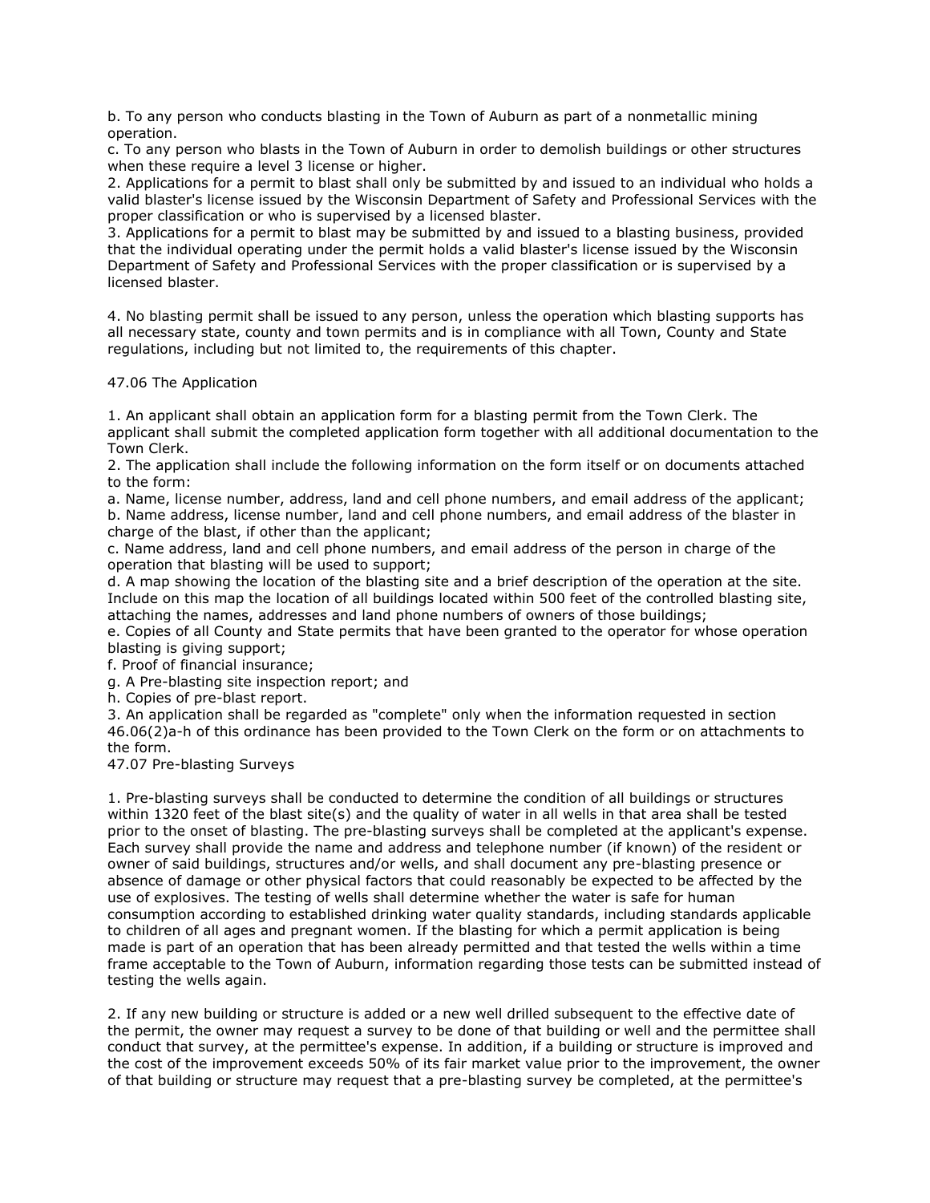b. To any person who conducts blasting in the Town of Auburn as part of a nonmetallic mining operation.
c. To any person who blasts in the Town of Auburn in order to demolish buildings or other structures when these require a level 3 license or higher.
2. Applications for a permit to blast shall only be submitted by and issued to an individual who holds a valid blaster's license issued by the Wisconsin Department of Safety and Professional Services with the proper classification or who is supervised by a licensed blaster.
3. Applications for a permit to blast may be submitted by and issued to a blasting business, provided that the individual operating under the permit holds a valid blaster's license issued by the Wisconsin Department of Safety and Professional Services with the proper classification or is supervised by a licensed blaster.

4. No blasting permit shall be issued to any person, unless the operation which blasting supports has all necessary state, county and town permits and is in compliance with all Town, County and State regulations, including but not limited to, the requirements of this chapter.

47.06 The Application

1. An applicant shall obtain an application form for a blasting permit from the Town Clerk. The applicant shall submit the completed application form together with all additional documentation to the Town Clerk.
2. The application shall include the following information on the form itself or on documents attached to the form:
a. Name, license number, address, land and cell phone numbers, and email address of the applicant;
b. Name address, license number, land and cell phone numbers, and email address of the blaster in charge of the blast, if other than the applicant;
c. Name address, land and cell phone numbers, and email address of the person in charge of the operation that blasting will be used to support;
d. A map showing the location of the blasting site and a brief description of the operation at the site. Include on this map the location of all buildings located within 500 feet of the controlled blasting site, attaching the names, addresses and land phone numbers of owners of those buildings;
e. Copies of all County and State permits that have been granted to the operator for whose operation blasting is giving support;
f. Proof of financial insurance;
g. A Pre-blasting site inspection report; and
h. Copies of pre-blast report.
3. An application shall be regarded as "complete" only when the information requested in section 46.06(2)a-h of this ordinance has been provided to the Town Clerk on the form or on attachments to the form.
47.07 Pre-blasting Surveys

1. Pre-blasting surveys shall be conducted to determine the condition of all buildings or structures within 1320 feet of the blast site(s) and the quality of water in all wells in that area shall be tested prior to the onset of blasting. The pre-blasting surveys shall be completed at the applicant's expense. Each survey shall provide the name and address and telephone number (if known) of the resident or owner of said buildings, structures and/or wells, and shall document any pre-blasting presence or absence of damage or other physical factors that could reasonably be expected to be affected by the use of explosives. The testing of wells shall determine whether the water is safe for human consumption according to established drinking water quality standards, including standards applicable to children of all ages and pregnant women. If the blasting for which a permit application is being made is part of an operation that has been already permitted and that tested the wells within a time frame acceptable to the Town of Auburn, information regarding those tests can be submitted instead of testing the wells again.

2. If any new building or structure is added or a new well drilled subsequent to the effective date of the permit, the owner may request a survey to be done of that building or well and the permittee shall conduct that survey, at the permittee's expense. In addition, if a building or structure is improved and the cost of the improvement exceeds 50% of its fair market value prior to the improvement, the owner of that building or structure may request that a pre-blasting survey be completed, at the permittee's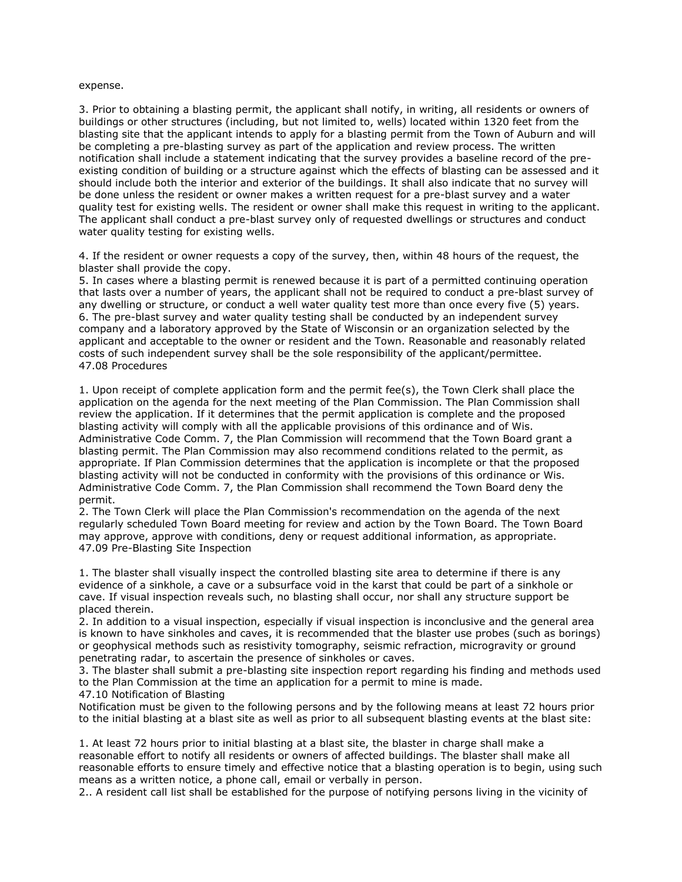expense.

3. Prior to obtaining a blasting permit, the applicant shall notify, in writing, all residents or owners of buildings or other structures (including, but not limited to, wells) located within 1320 feet from the blasting site that the applicant intends to apply for a blasting permit from the Town of Auburn and will be completing a pre-blasting survey as part of the application and review process. The written notification shall include a statement indicating that the survey provides a baseline record of the pre-existing condition of building or a structure against which the effects of blasting can be assessed and it should include both the interior and exterior of the buildings. It shall also indicate that no survey will be done unless the resident or owner makes a written request for a pre-blast survey and a water quality test for existing wells. The resident or owner shall make this request in writing to the applicant. The applicant shall conduct a pre-blast survey only of requested dwellings or structures and conduct water quality testing for existing wells.

4. If the resident or owner requests a copy of the survey, then, within 48 hours of the request, the blaster shall provide the copy.
5. In cases where a blasting permit is renewed because it is part of a permitted continuing operation that lasts over a number of years, the applicant shall not be required to conduct a pre-blast survey of any dwelling or structure, or conduct a well water quality test more than once every five (5) years.
6. The pre-blast survey and water quality testing shall be conducted by an independent survey company and a laboratory approved by the State of Wisconsin or an organization selected by the applicant and acceptable to the owner or resident and the Town. Reasonable and reasonably related costs of such independent survey shall be the sole responsibility of the applicant/permittee.

## 47.08 Procedures

1. Upon receipt of complete application form and the permit fee(s), the Town Clerk shall place the application on the agenda for the next meeting of the Plan Commission. The Plan Commission shall review the application. If it determines that the permit application is complete and the proposed blasting activity will comply with all the applicable provisions of this ordinance and of Wis. Administrative Code Comm. 7, the Plan Commission will recommend that the Town Board grant a blasting permit. The Plan Commission may also recommend conditions related to the permit, as appropriate. If Plan Commission determines that the application is incomplete or that the proposed blasting activity will not be conducted in conformity with the provisions of this ordinance or Wis. Administrative Code Comm. 7, the Plan Commission shall recommend the Town Board deny the permit.
2. The Town Clerk will place the Plan Commission's recommendation on the agenda of the next regularly scheduled Town Board meeting for review and action by the Town Board. The Town Board may approve, approve with conditions, deny or request additional information, as appropriate.

## 47.09 Pre-Blasting Site Inspection

1. The blaster shall visually inspect the controlled blasting site area to determine if there is any evidence of a sinkhole, a cave or a subsurface void in the karst that could be part of a sinkhole or cave. If visual inspection reveals such, no blasting shall occur, nor shall any structure support be placed therein.
2. In addition to a visual inspection, especially if visual inspection is inconclusive and the general area is known to have sinkholes and caves, it is recommended that the blaster use probes (such as borings) or geophysical methods such as resistivity tomography, seismic refraction, microgravity or ground penetrating radar, to ascertain the presence of sinkholes or caves.
3. The blaster shall submit a pre-blasting site inspection report regarding his finding and methods used to the Plan Commission at the time an application for a permit to mine is made.

## 47.10 Notification of Blasting

Notification must be given to the following persons and by the following means at least 72 hours prior to the initial blasting at a blast site as well as prior to all subsequent blasting events at the blast site:

1. At least 72 hours prior to initial blasting at a blast site, the blaster in charge shall make a reasonable effort to notify all residents or owners of affected buildings. The blaster shall make all reasonable efforts to ensure timely and effective notice that a blasting operation is to begin, using such means as a written notice, a phone call, email or verbally in person.
2.. A resident call list shall be established for the purpose of notifying persons living in the vicinity of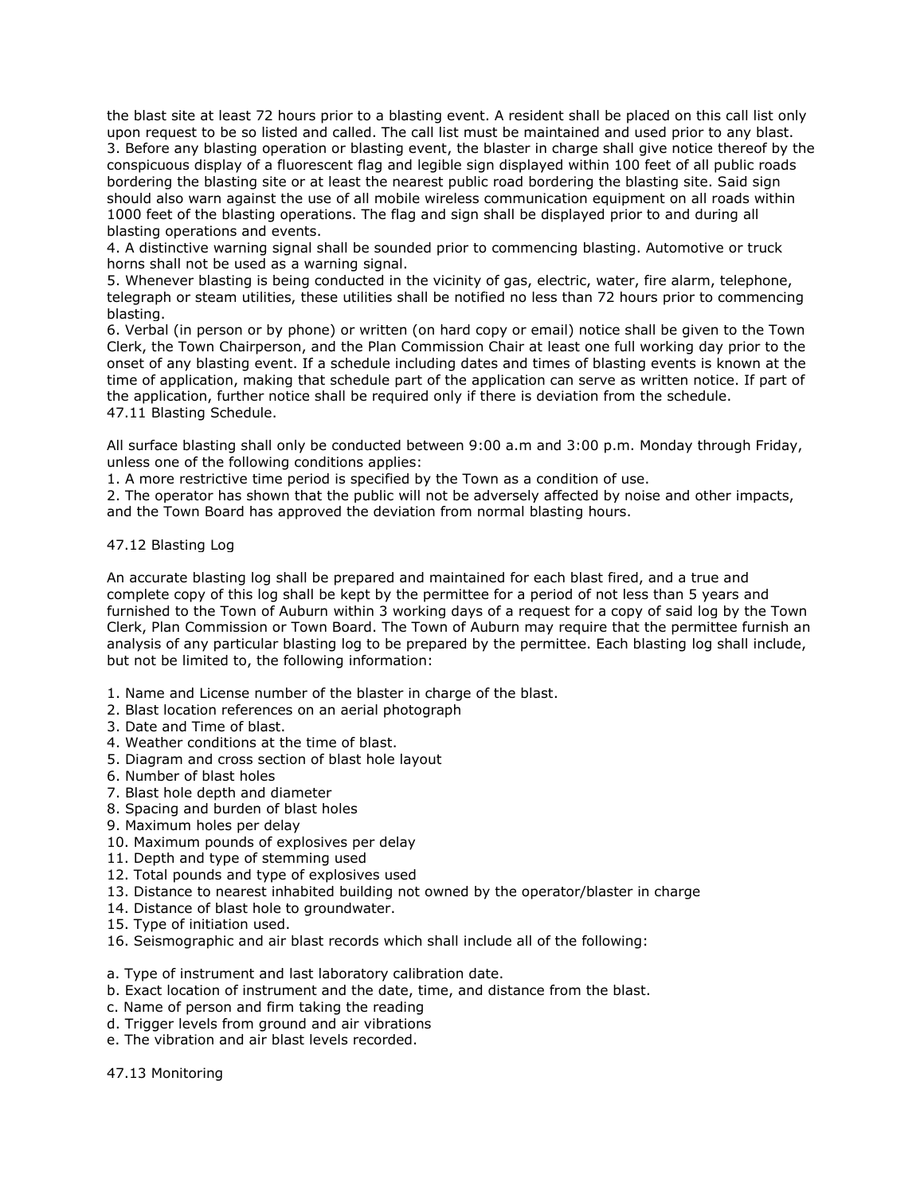the blast site at least 72 hours prior to a blasting event. A resident shall be placed on this call list only upon request to be so listed and called. The call list must be maintained and used prior to any blast.

3. Before any blasting operation or blasting event, the blaster in charge shall give notice thereof by the conspicuous display of a fluorescent flag and legible sign displayed within 100 feet of all public roads bordering the blasting site or at least the nearest public road bordering the blasting site. Said sign should also warn against the use of all mobile wireless communication equipment on all roads within 1000 feet of the blasting operations. The flag and sign shall be displayed prior to and during all blasting operations and events.
4. A distinctive warning signal shall be sounded prior to commencing blasting. Automotive or truck horns shall not be used as a warning signal.
5. Whenever blasting is being conducted in the vicinity of gas, electric, water, fire alarm, telephone, telegraph or steam utilities, these utilities shall be notified no less than 72 hours prior to commencing blasting.
6. Verbal (in person or by phone) or written (on hard copy or email) notice shall be given to the Town Clerk, the Town Chairperson, and the Plan Commission Chair at least one full working day prior to the onset of any blasting event. If a schedule including dates and times of blasting events is known at the time of application, making that schedule part of the application can serve as written notice. If part of the application, further notice shall be required only if there is deviation from the schedule.

47.11 Blasting Schedule.

All surface blasting shall only be conducted between 9:00 a.m and 3:00 p.m. Monday through Friday, unless one of the following conditions applies:

1. A more restrictive time period is specified by the Town as a condition of use.
2. The operator has shown that the public will not be adversely affected by noise and other impacts, and the Town Board has approved the deviation from normal blasting hours.

47.12 Blasting Log

An accurate blasting log shall be prepared and maintained for each blast fired, and a true and complete copy of this log shall be kept by the permittee for a period of not less than 5 years and furnished to the Town of Auburn within 3 working days of a request for a copy of said log by the Town Clerk, Plan Commission or Town Board. The Town of Auburn may require that the permittee furnish an analysis of any particular blasting log to be prepared by the permittee. Each blasting log shall include, but not be limited to, the following information:

1. Name and License number of the blaster in charge of the blast.
2. Blast location references on an aerial photograph
3. Date and Time of blast.
4. Weather conditions at the time of blast.
5. Diagram and cross section of blast hole layout
6. Number of blast holes
7. Blast hole depth and diameter
8. Spacing and burden of blast holes
9. Maximum holes per delay
10. Maximum pounds of explosives per delay
11. Depth and type of stemming used
12. Total pounds and type of explosives used
13. Distance to nearest inhabited building not owned by the operator/blaster in charge
14. Distance of blast hole to groundwater.
15. Type of initiation used.
16. Seismographic and air blast records which shall include all of the following:

a. Type of instrument and last laboratory calibration date.
b. Exact location of instrument and the date, time, and distance from the blast.
c. Name of person and firm taking the reading
d. Trigger levels from ground and air vibrations
e. The vibration and air blast levels recorded.

47.13 Monitoring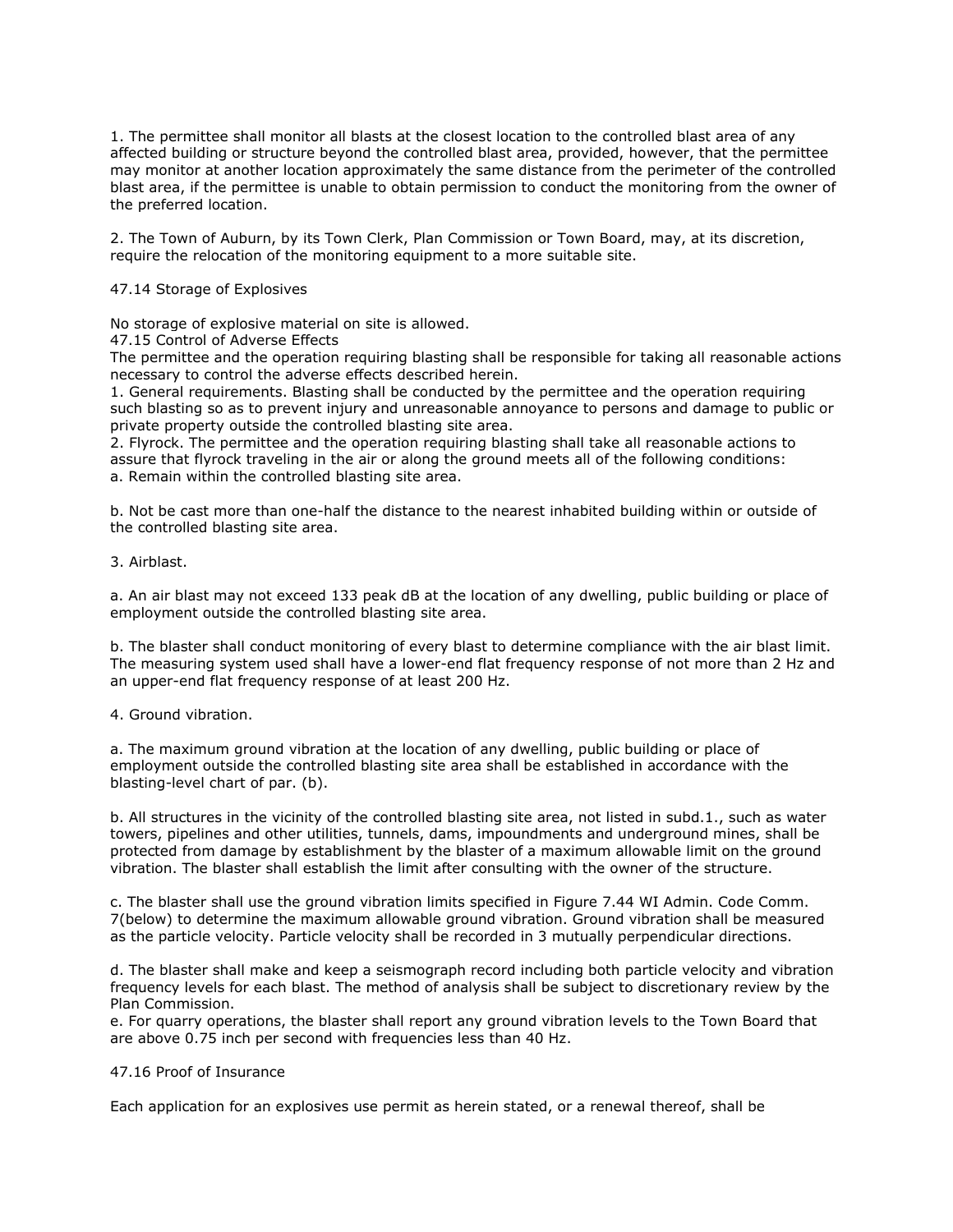1. The permittee shall monitor all blasts at the closest location to the controlled blast area of any affected building or structure beyond the controlled blast area, provided, however, that the permittee may monitor at another location approximately the same distance from the perimeter of the controlled blast area, if the permittee is unable to obtain permission to conduct the monitoring from the owner of the preferred location.

2. The Town of Auburn, by its Town Clerk, Plan Commission or Town Board, may, at its discretion, require the relocation of the monitoring equipment to a more suitable site.

47.14 Storage of Explosives

No storage of explosive material on site is allowed.

47.15 Control of Adverse Effects

The permittee and the operation requiring blasting shall be responsible for taking all reasonable actions necessary to control the adverse effects described herein.

1. General requirements. Blasting shall be conducted by the permittee and the operation requiring such blasting so as to prevent injury and unreasonable annoyance to persons and damage to public or private property outside the controlled blasting site area.

2. Flyrock. The permittee and the operation requiring blasting shall take all reasonable actions to assure that flyrock traveling in the air or along the ground meets all of the following conditions:

a. Remain within the controlled blasting site area.

b. Not be cast more than one-half the distance to the nearest inhabited building within or outside of the controlled blasting site area.

3. Airblast.

a. An air blast may not exceed 133 peak dB at the location of any dwelling, public building or place of employment outside the controlled blasting site area.

b. The blaster shall conduct monitoring of every blast to determine compliance with the air blast limit. The measuring system used shall have a lower-end flat frequency response of not more than 2 Hz and an upper-end flat frequency response of at least 200 Hz.

4. Ground vibration.

a. The maximum ground vibration at the location of any dwelling, public building or place of employment outside the controlled blasting site area shall be established in accordance with the blasting-level chart of par. (b).

b. All structures in the vicinity of the controlled blasting site area, not listed in subd.1., such as water towers, pipelines and other utilities, tunnels, dams, impoundments and underground mines, shall be protected from damage by establishment by the blaster of a maximum allowable limit on the ground vibration. The blaster shall establish the limit after consulting with the owner of the structure.

c. The blaster shall use the ground vibration limits specified in Figure 7.44 WI Admin. Code Comm. 7(below) to determine the maximum allowable ground vibration. Ground vibration shall be measured as the particle velocity. Particle velocity shall be recorded in 3 mutually perpendicular directions.

d. The blaster shall make and keep a seismograph record including both particle velocity and vibration frequency levels for each blast. The method of analysis shall be subject to discretionary review by the Plan Commission.

e. For quarry operations, the blaster shall report any ground vibration levels to the Town Board that are above 0.75 inch per second with frequencies less than 40 Hz.

47.16 Proof of Insurance

Each application for an explosives use permit as herein stated, or a renewal thereof, shall be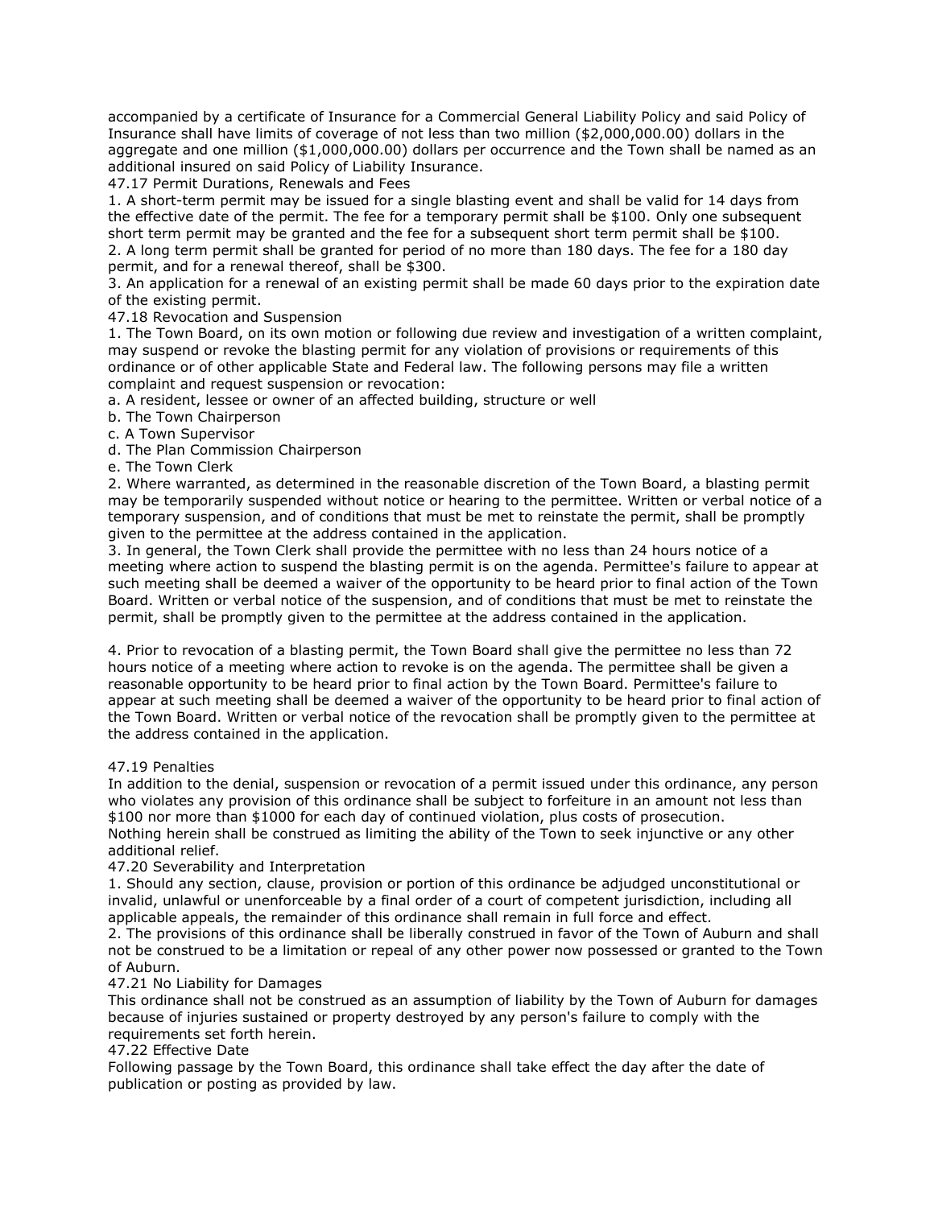accompanied by a certificate of Insurance for a Commercial General Liability Policy and said Policy of Insurance shall have limits of coverage of not less than two million ($2,000,000.00) dollars in the aggregate and one million ($1,000,000.00) dollars per occurrence and the Town shall be named as an additional insured on said Policy of Liability Insurance.

47.17 Permit Durations, Renewals and Fees

1. A short-term permit may be issued for a single blasting event and shall be valid for 14 days from the effective date of the permit. The fee for a temporary permit shall be $100. Only one subsequent short term permit may be granted and the fee for a subsequent short term permit shall be $100.
2. A long term permit shall be granted for period of no more than 180 days. The fee for a 180 day permit, and for a renewal thereof, shall be $300.
3. An application for a renewal of an existing permit shall be made 60 days prior to the expiration date of the existing permit.

47.18 Revocation and Suspension

1. The Town Board, on its own motion or following due review and investigation of a written complaint, may suspend or revoke the blasting permit for any violation of provisions or requirements of this ordinance or of other applicable State and Federal law. The following persons may file a written complaint and request suspension or revocation:
   a. A resident, lessee or owner of an affected building, structure or well
   b. The Town Chairperson
   c. A Town Supervisor
   d. The Plan Commission Chairperson
   e. The Town Clerk
2. Where warranted, as determined in the reasonable discretion of the Town Board, a blasting permit may be temporarily suspended without notice or hearing to the permittee. Written or verbal notice of a temporary suspension, and of conditions that must be met to reinstate the permit, shall be promptly given to the permittee at the address contained in the application.
3. In general, the Town Clerk shall provide the permittee with no less than 24 hours notice of a meeting where action to suspend the blasting permit is on the agenda. Permittee's failure to appear at such meeting shall be deemed a waiver of the opportunity to be heard prior to final action of the Town Board. Written or verbal notice of the suspension, and of conditions that must be met to reinstate the permit, shall be promptly given to the permittee at the address contained in the application.

4. Prior to revocation of a blasting permit, the Town Board shall give the permittee no less than 72 hours notice of a meeting where action to revoke is on the agenda. The permittee shall be given a reasonable opportunity to be heard prior to final action by the Town Board. Permittee's failure to appear at such meeting shall be deemed a waiver of the opportunity to be heard prior to final action of the Town Board. Written or verbal notice of the revocation shall be promptly given to the permittee at the address contained in the application.

47.19 Penalties

In addition to the denial, suspension or revocation of a permit issued under this ordinance, any person who violates any provision of this ordinance shall be subject to forfeiture in an amount not less than $100 nor more than $1000 for each day of continued violation, plus costs of prosecution.

Nothing herein shall be construed as limiting the ability of the Town to seek injunctive or any other additional relief.

47.20 Severability and Interpretation

1. Should any section, clause, provision or portion of this ordinance be adjudged unconstitutional or invalid, unlawful or unenforceable by a final order of a court of competent jurisdiction, including all applicable appeals, the remainder of this ordinance shall remain in full force and effect.
2. The provisions of this ordinance shall be liberally construed in favor of the Town of Auburn and shall not be construed to be a limitation or repeal of any other power now possessed or granted to the Town of Auburn.

47.21 No Liability for Damages

This ordinance shall not be construed as an assumption of liability by the Town of Auburn for damages because of injuries sustained or property destroyed by any person's failure to comply with the requirements set forth herein.

47.22 Effective Date

Following passage by the Town Board, this ordinance shall take effect the day after the date of publication or posting as provided by law.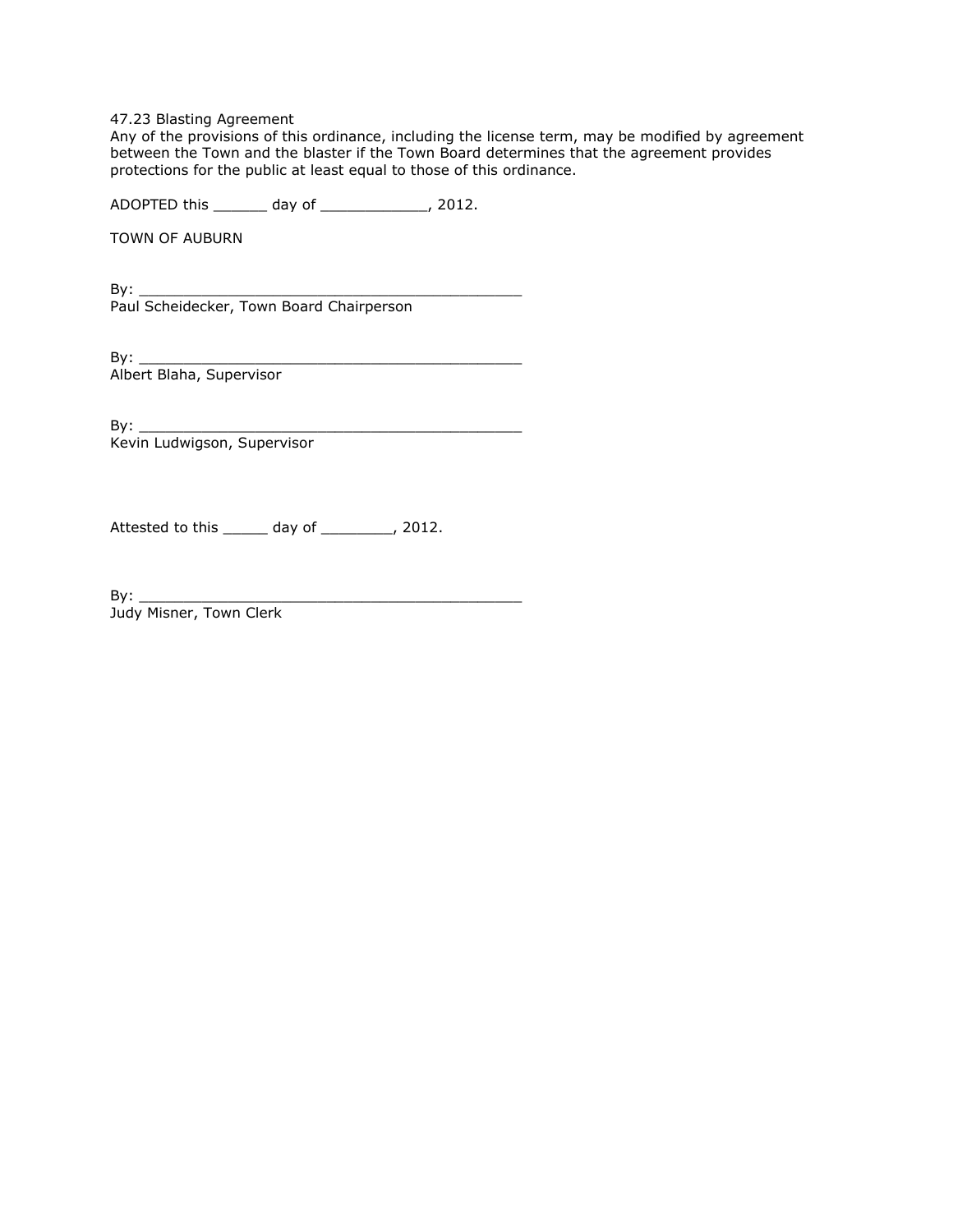47.23 Blasting Agreement

Any of the provisions of this ordinance, including the license term, may be modified by agreement between the Town and the blaster if the Town Board determines that the agreement provides protections for the public at least equal to those of this ordinance.

ADOPTED this ______ day of ____________, 2012.

TOWN OF AUBURN

By: _____________________________________________
Paul Scheidecker, Town Board Chairperson

By: _____________________________________________
Albert Blaha, Supervisor

By: _____________________________________________
Kevin Ludwigson, Supervisor

Attested to this _____ day of ________, 2012.

By: _____________________________________________
Judy Misner, Town Clerk